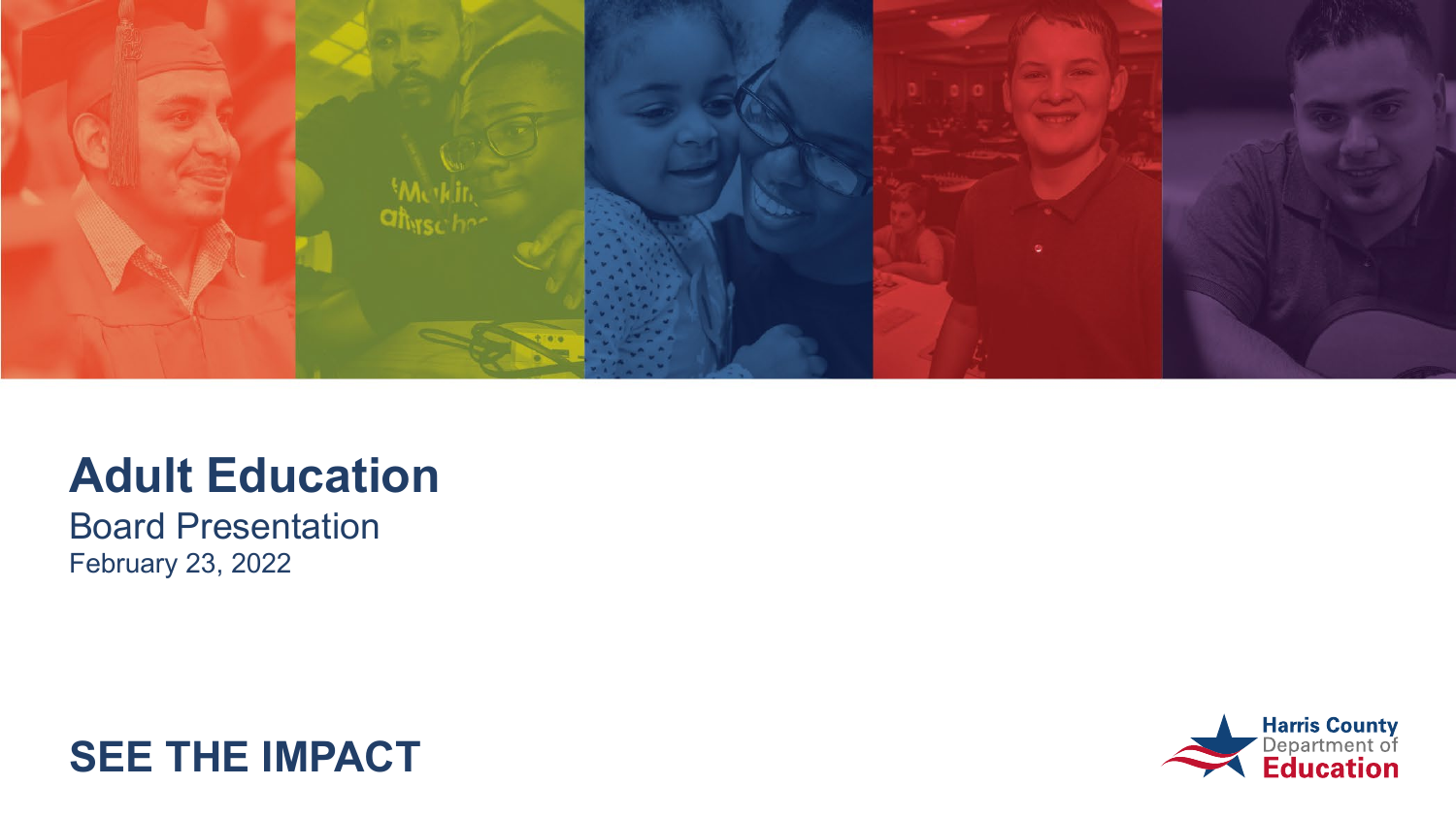# Adult Education

Board Presentation

February 23, 2022

**SEE THE IMPACT**

Harris County Department of Education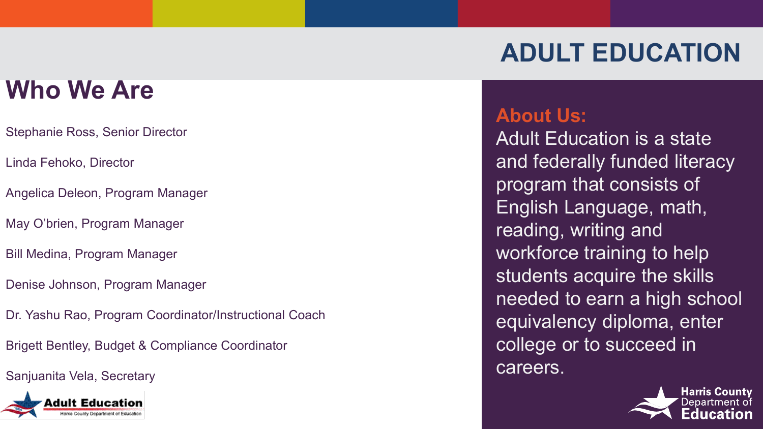# ADULT EDUCATION

## Who We Are

Stephanie Ross, Senior Director

Linda Fehoko, Director

Angelica Deleon, Program Manager

May O'brien, Program Manager

Bill Medina, Program Manager

Denise Johnson, Program Manager

Dr. Yashu Rao, Program Coordinator/Instructional Coach

Brigett Bentley, Budget & Compliance Coordinator

Sanjuanita Vela, Secretary

Adult Education
Harris County Department of Education

## About Us:

Adult Education is a state and federally funded literacy program that consists of English Language, math, reading, writing and workforce training to help students acquire the skills needed to earn a high school equivalency diploma, enter college or to succeed in careers.

Harris County Department of Education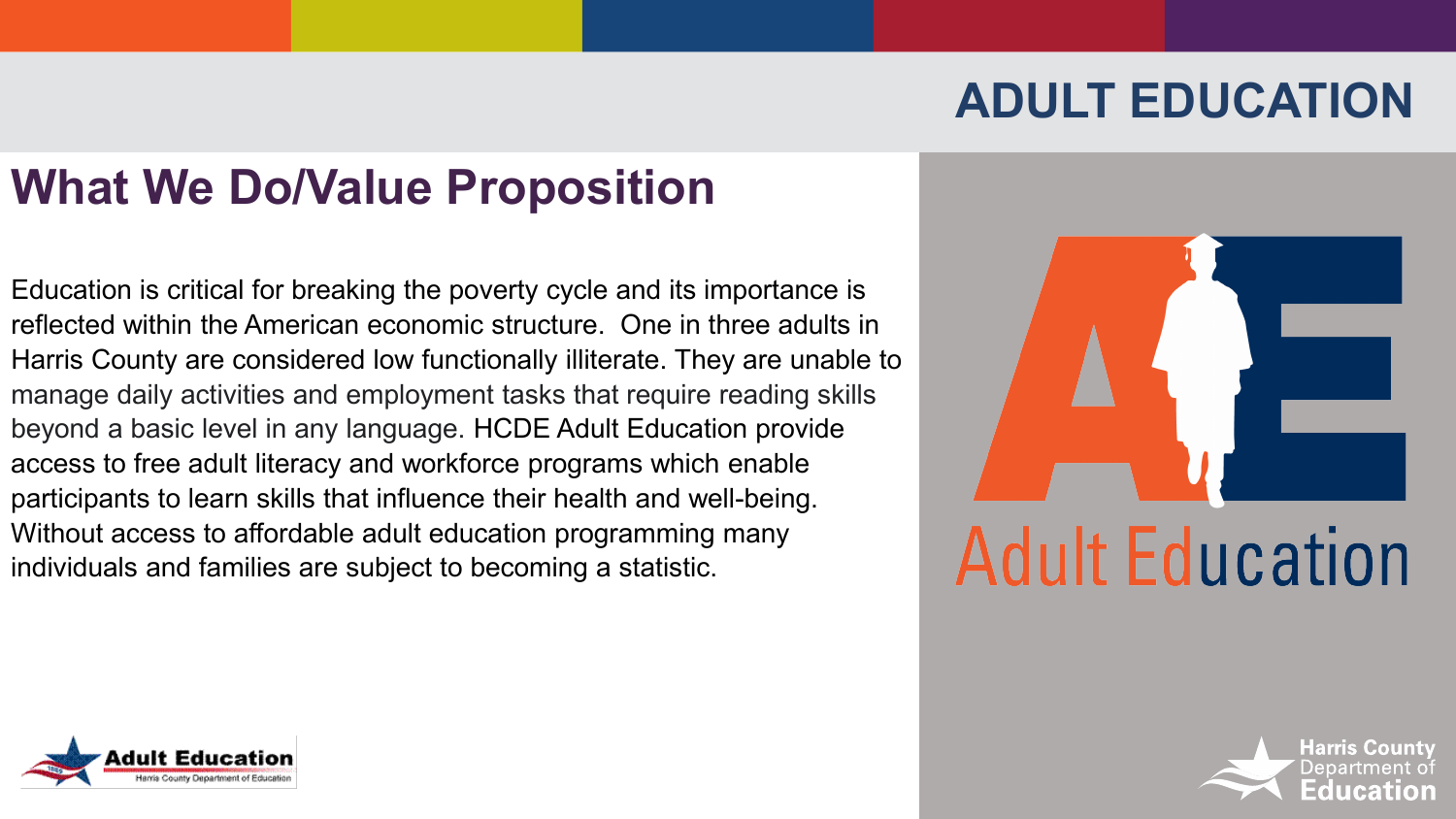# ADULT EDUCATION

## What We Do/Value Proposition

Education is critical for breaking the poverty cycle and its importance is reflected within the American economic structure. One in three adults in Harris County are considered low functionally illiterate. They are unable to manage daily activities and employment tasks that require reading skills beyond a basic level in any language. HCDE Adult Education provide access to free adult literacy and workforce programs which enable participants to learn skills that influence their health and well-being. Without access to affordable adult education programming many individuals and families are subject to becoming a statistic.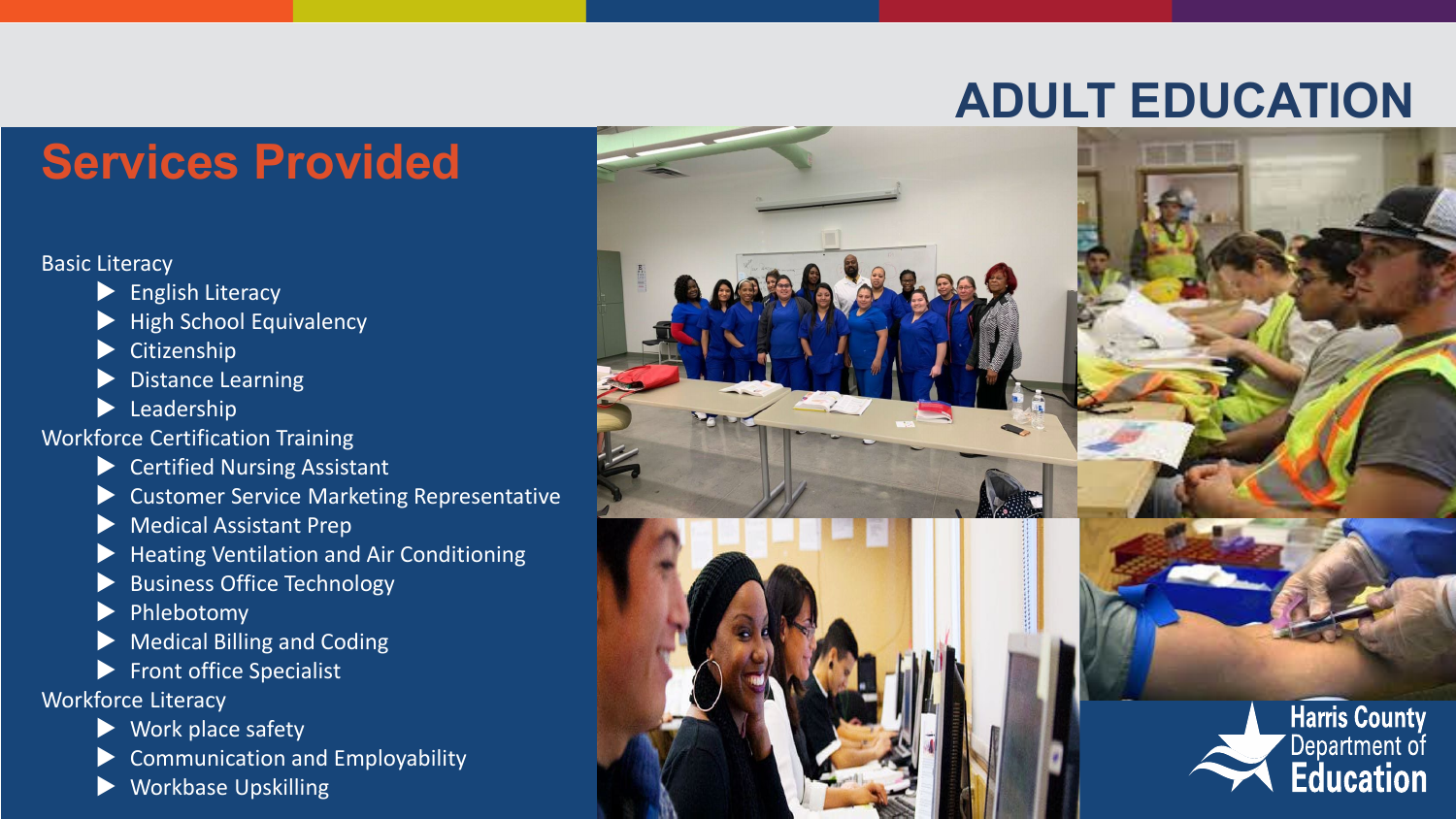# ADULT EDUCATION

## Services Provided

Basic Literacy

- English Literacy
- High School Equivalency
- Citizenship
- Distance Learning
- Leadership

Workforce Certification Training

- Certified Nursing Assistant
- Customer Service Marketing Representative
- Medical Assistant Prep
- Heating Ventilation and Air Conditioning
- Business Office Technology
- Phlebotomy
- Medical Billing and Coding
- Front office Specialist

Workforce Literacy

- Work place safety
- Communication and Employability
- Workbase Upskilling

Harris County Department of Education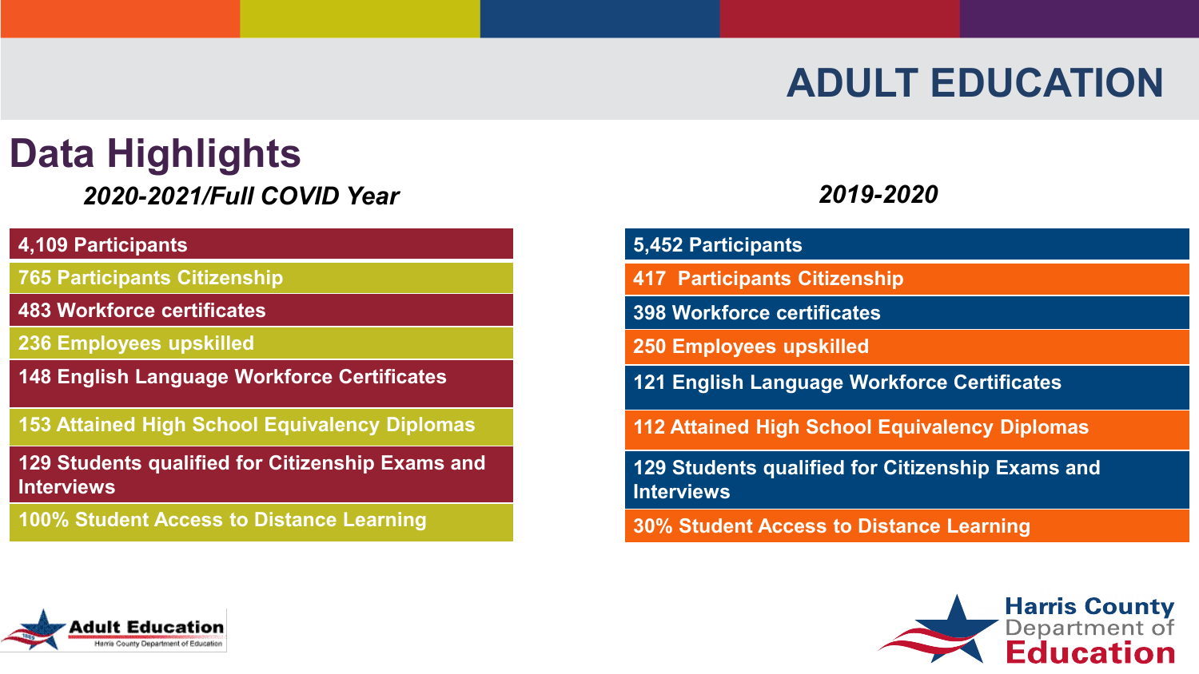# ADULT EDUCATION

## Data Highlights

| *2020-2021/Full COVID Year* | *2019-2020* |
| --- | --- |
| 4,109 Participants | 5,452 Participants |
| 765 Participants Citizenship | 417 Participants Citizenship |
| 483 Workforce certificates | 398 Workforce certificates |
| 236 Employees upskilled | 250 Employees upskilled |
| 148 English Language Workforce Certificates | 121 English Language Workforce Certificates |
| 153 Attained High School Equivalency Diplomas | 112 Attained High School Equivalency Diplomas |
| 129 Students qualified for Citizenship Exams and Interviews | 129 Students qualified for Citizenship Exams and Interviews |
| 100% Student Access to Distance Learning | 30% Student Access to Distance Learning |

Adult Education – Harris County Department of Education

Harris County Department of Education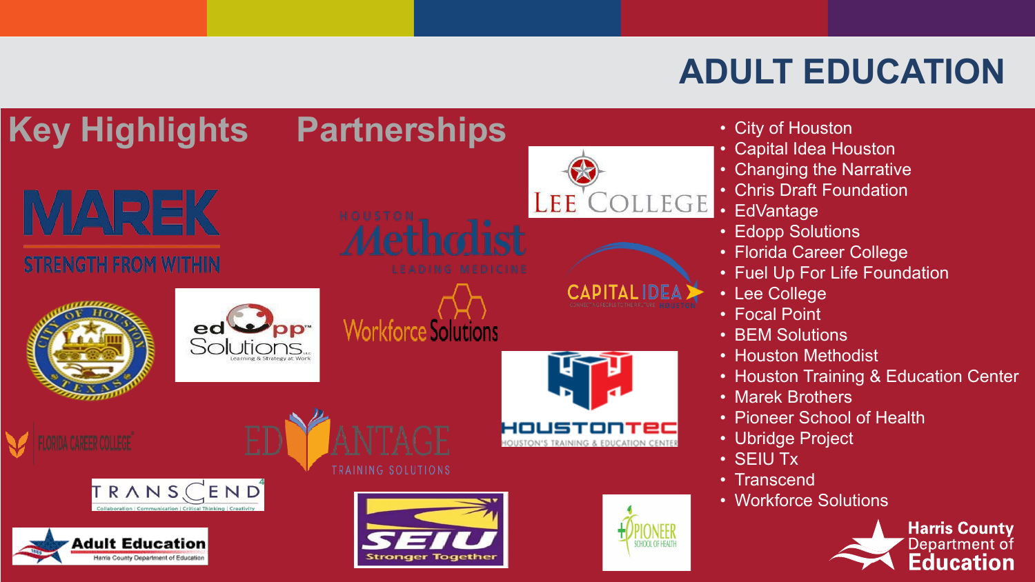# ADULT EDUCATION

## Key Highlights

## Partnerships

- City of Houston
- Capital Idea Houston
- Changing the Narrative
- Chris Draft Foundation
- EdVantage
- Edopp Solutions
- Florida Career College
- Fuel Up For Life Foundation
- Lee College
- Focal Point
- BEM Solutions
- Houston Methodist
- Houston Training & Education Center
- Marek Brothers
- Pioneer School of Health
- Ubridge Project
- SEIU Tx
- Transcend
- Workforce Solutions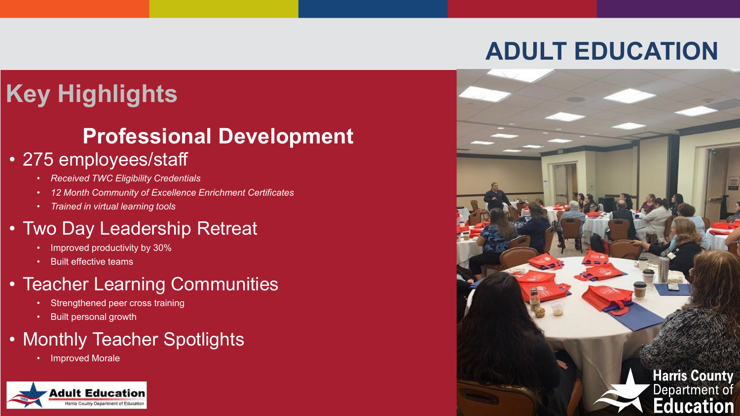# ADULT EDUCATION

## Key Highlights

### Professional Development

- 275 employees/staff
  - *Received TWC Eligibility Credentials*
  - *12 Month Community of Excellence Enrichment Certificates*
  - *Trained in virtual learning tools*
- Two Day Leadership Retreat
  - Improved productivity by 30%
  - Built effective teams
- Teacher Learning Communities
  - Strengthened peer cross training
  - Built personal growth
- Monthly Teacher Spotlights
  - Improved Morale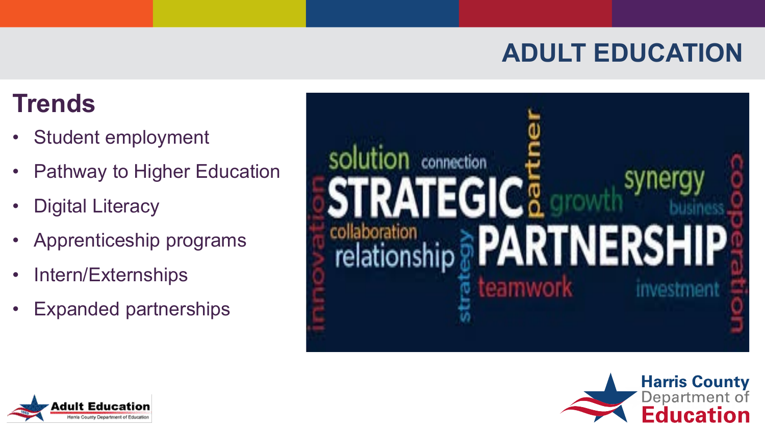# ADULT EDUCATION

## Trends

- Student employment
- Pathway to Higher Education
- Digital Literacy
- Apprenticeship programs
- Intern/Externships
- Expanded partnerships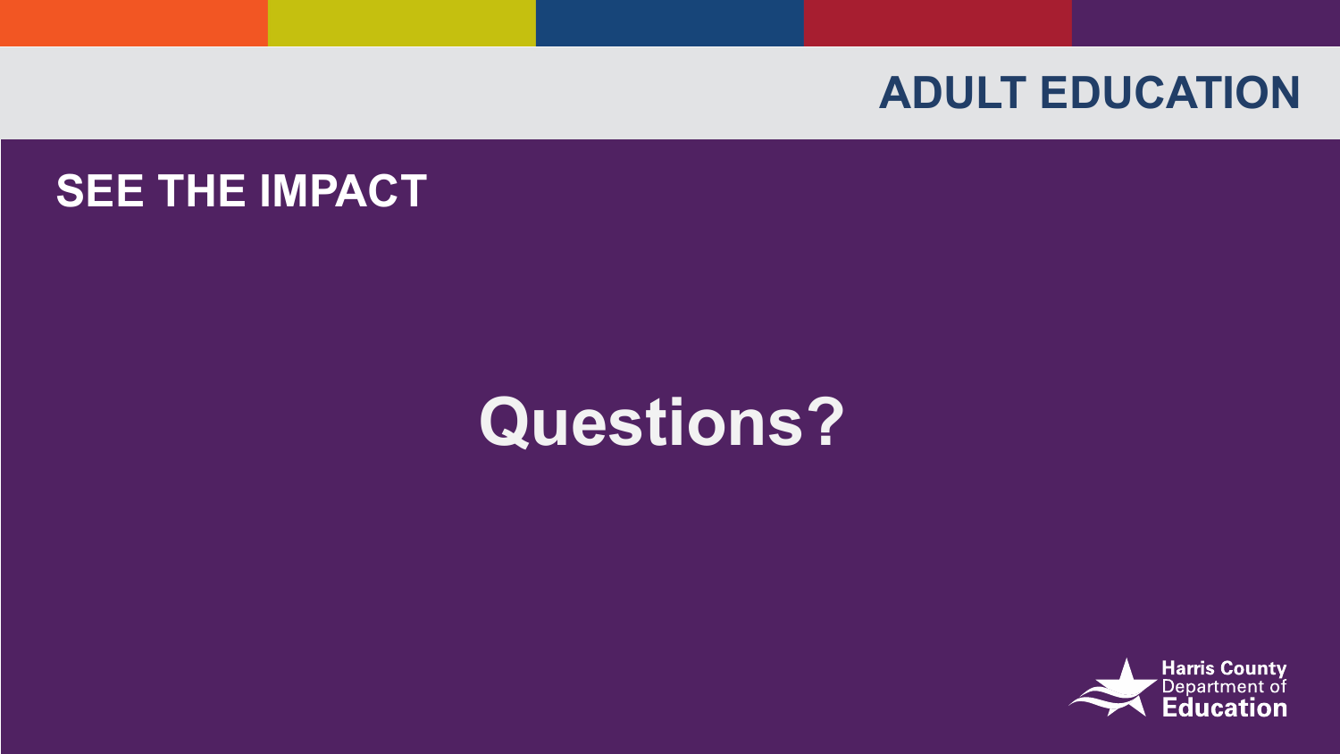ADULT EDUCATION

## SEE THE IMPACT

# Questions?

Harris County Department of Education